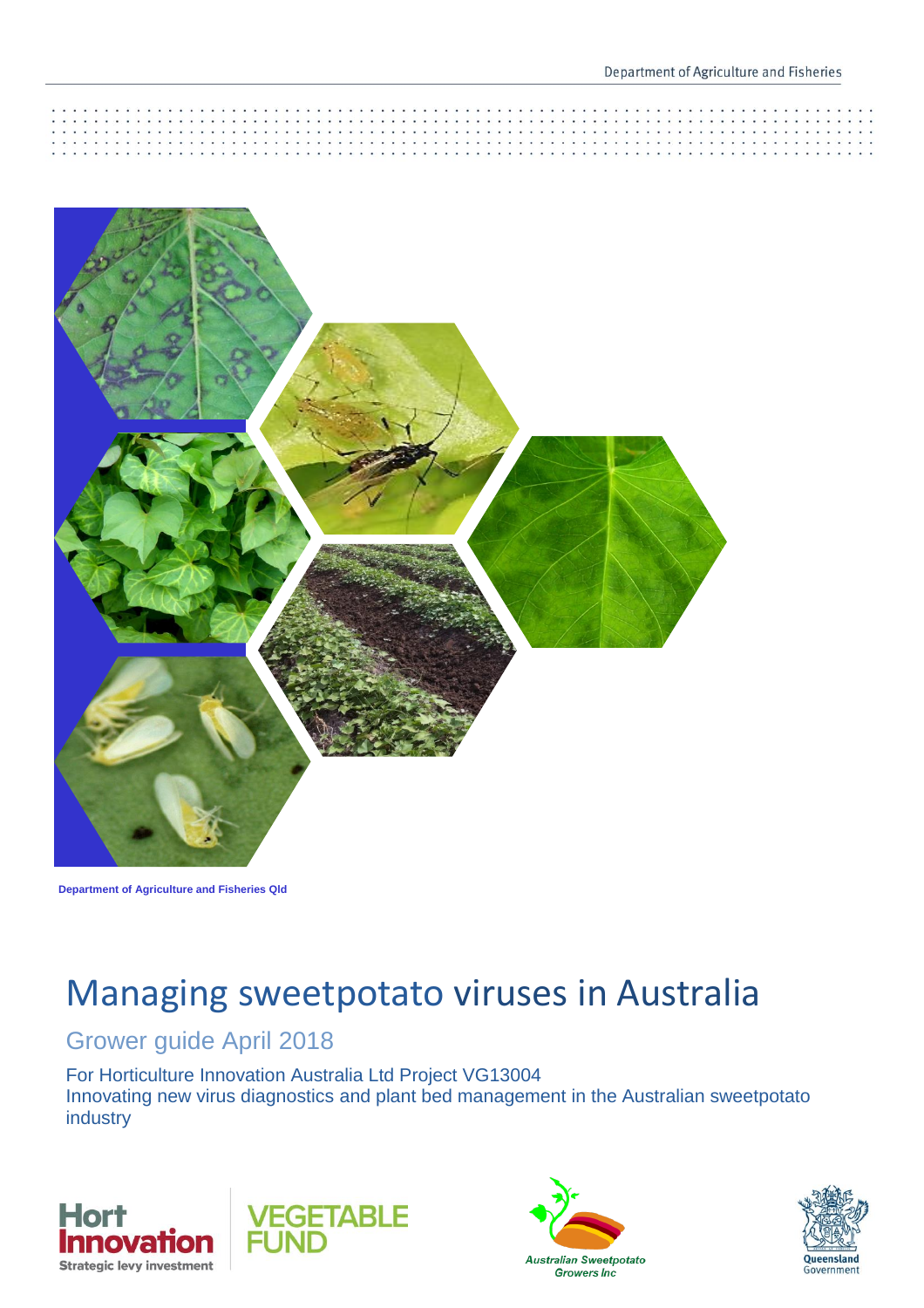Department of Agriculture and Fisheries

**Department of Agriculture and Fisheries Qld**

# Managing sweetpotato viruses in Australia

## Grower guide April 2018

For Horticulture Innovation Australia Ltd Project VG13004
Innovating new virus diagnostics and plant bed management in the Australian sweetpotato industry

Hort Innovation
Strategic levy investment

VEGETABLE FUND

Australian Sweetpotato Growers Inc

Queensland Government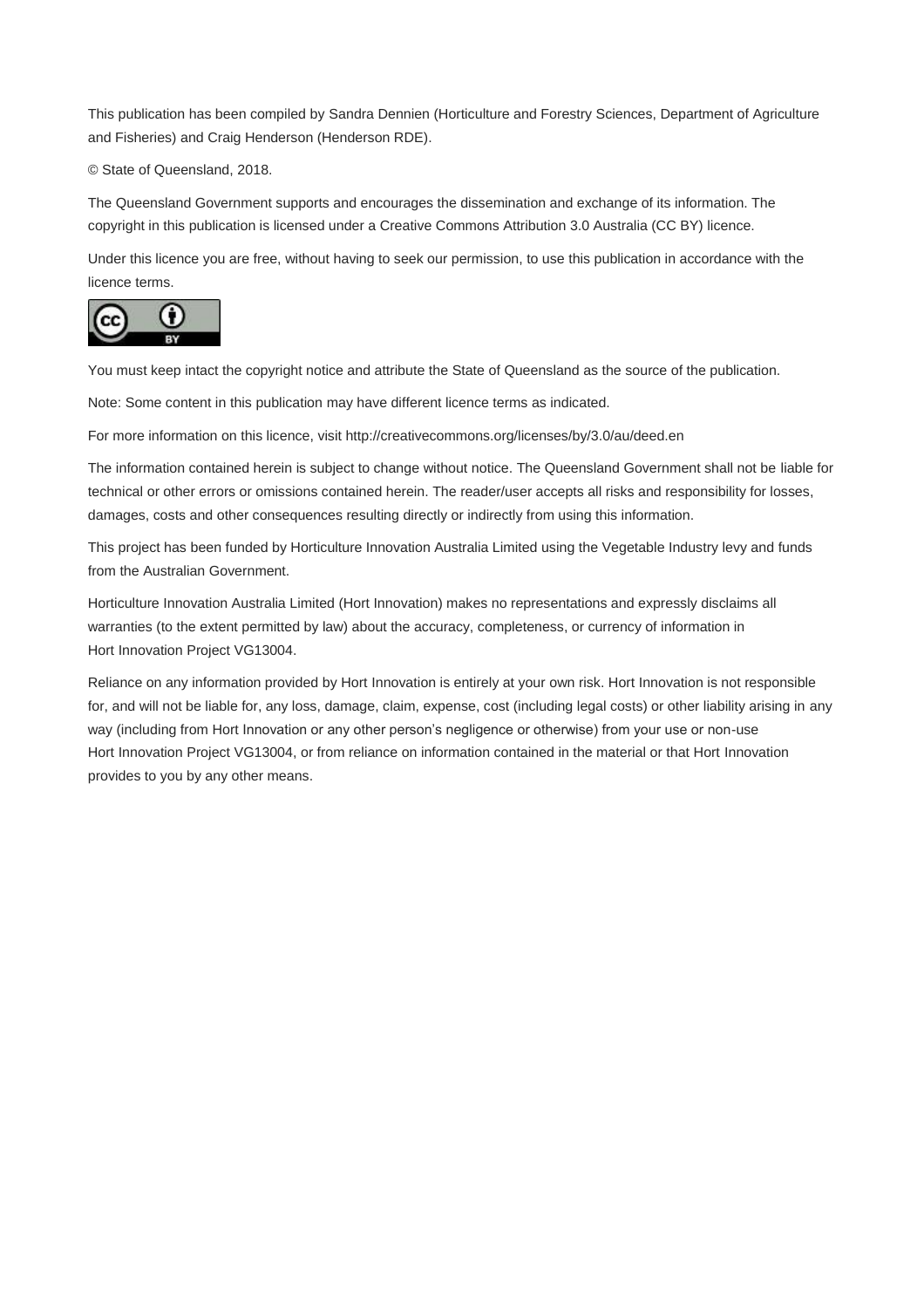This publication has been compiled by Sandra Dennien (Horticulture and Forestry Sciences, Department of Agriculture and Fisheries) and Craig Henderson (Henderson RDE).

© State of Queensland, 2018.

The Queensland Government supports and encourages the dissemination and exchange of its information. The copyright in this publication is licensed under a Creative Commons Attribution 3.0 Australia (CC BY) licence.

Under this licence you are free, without having to seek our permission, to use this publication in accordance with the licence terms.

You must keep intact the copyright notice and attribute the State of Queensland as the source of the publication.

Note: Some content in this publication may have different licence terms as indicated.

For more information on this licence, visit http://creativecommons.org/licenses/by/3.0/au/deed.en

The information contained herein is subject to change without notice. The Queensland Government shall not be liable for technical or other errors or omissions contained herein. The reader/user accepts all risks and responsibility for losses, damages, costs and other consequences resulting directly or indirectly from using this information.

This project has been funded by Horticulture Innovation Australia Limited using the Vegetable Industry levy and funds from the Australian Government.

Horticulture Innovation Australia Limited (Hort Innovation) makes no representations and expressly disclaims all warranties (to the extent permitted by law) about the accuracy, completeness, or currency of information in Hort Innovation Project VG13004.

Reliance on any information provided by Hort Innovation is entirely at your own risk. Hort Innovation is not responsible for, and will not be liable for, any loss, damage, claim, expense, cost (including legal costs) or other liability arising in any way (including from Hort Innovation or any other person's negligence or otherwise) from your use or non-use Hort Innovation Project VG13004, or from reliance on information contained in the material or that Hort Innovation provides to you by any other means.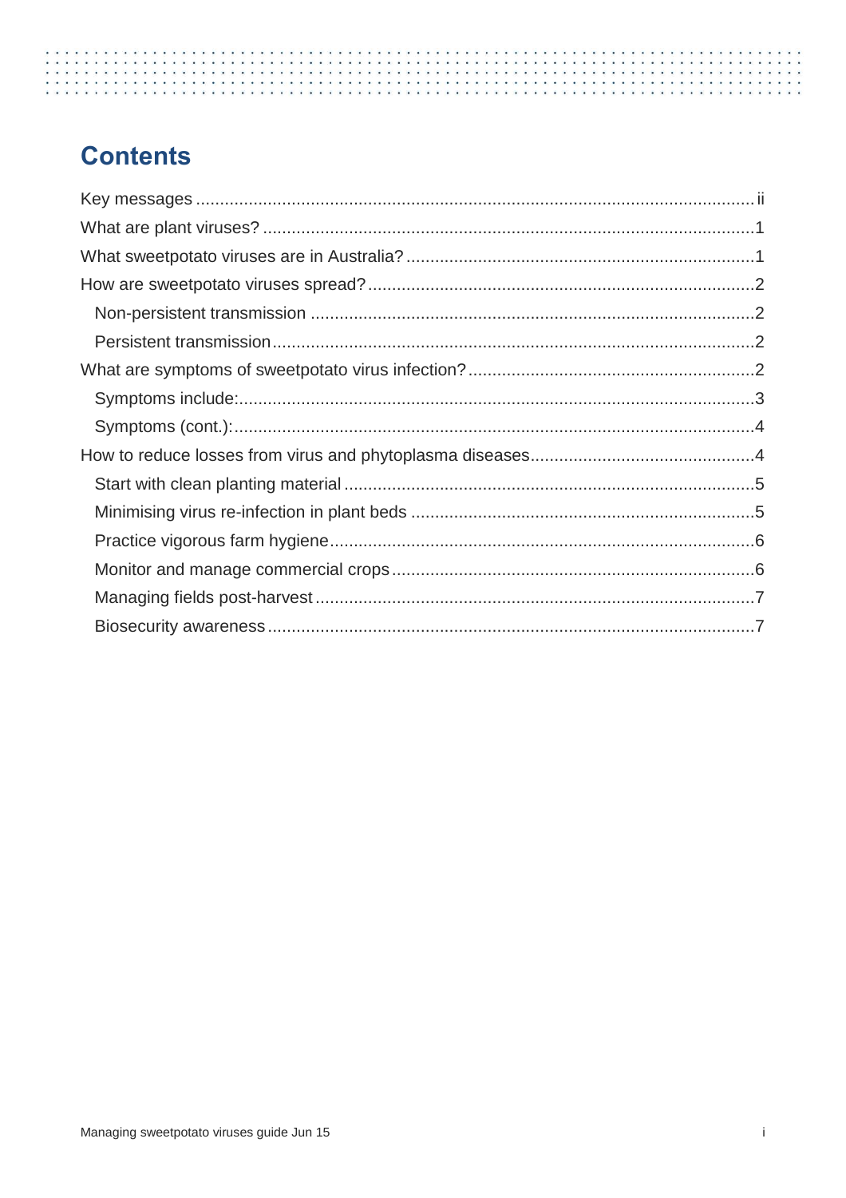# Contents

Key messages ..... ii

What are plant viruses? ..... 1

What sweetpotato viruses are in Australia? ..... 1

How are sweetpotato viruses spread? ..... 2

- Non-persistent transmission ..... 2
- Persistent transmission ..... 2

What are symptoms of sweetpotato virus infection? ..... 2

- Symptoms include: ..... 3
- Symptoms (cont.): ..... 4

How to reduce losses from virus and phytoplasma diseases ..... 4

- Start with clean planting material ..... 5
- Minimising virus re-infection in plant beds ..... 5
- Practice vigorous farm hygiene ..... 6
- Monitor and manage commercial crops ..... 6
- Managing fields post-harvest ..... 7
- Biosecurity awareness ..... 7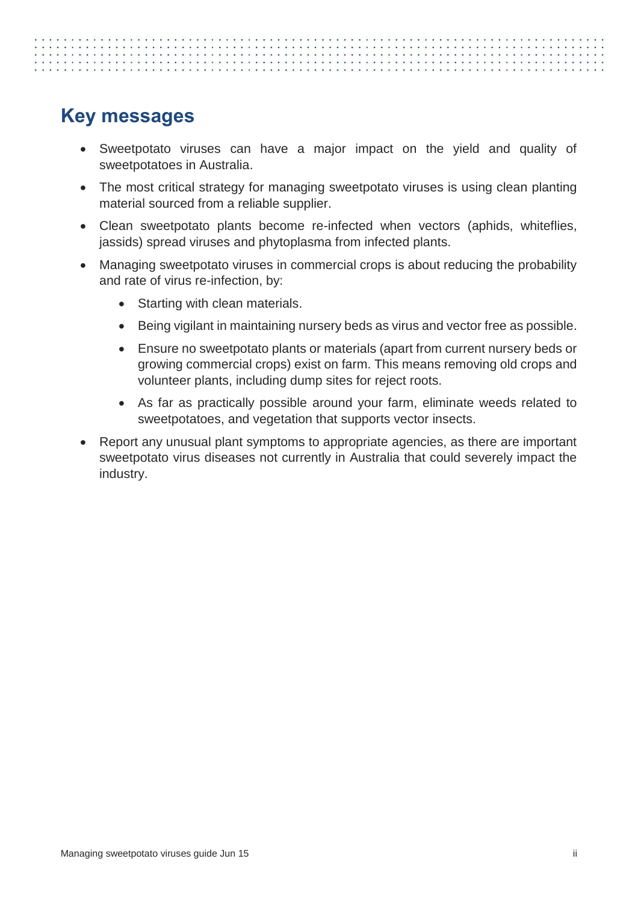## Key messages

- Sweetpotato viruses can have a major impact on the yield and quality of sweetpotatoes in Australia.
- The most critical strategy for managing sweetpotato viruses is using clean planting material sourced from a reliable supplier.
- Clean sweetpotato plants become re-infected when vectors (aphids, whiteflies, jassids) spread viruses and phytoplasma from infected plants.
- Managing sweetpotato viruses in commercial crops is about reducing the probability and rate of virus re-infection, by:
  - Starting with clean materials.
  - Being vigilant in maintaining nursery beds as virus and vector free as possible.
  - Ensure no sweetpotato plants or materials (apart from current nursery beds or growing commercial crops) exist on farm. This means removing old crops and volunteer plants, including dump sites for reject roots.
  - As far as practically possible around your farm, eliminate weeds related to sweetpotatoes, and vegetation that supports vector insects.
- Report any unusual plant symptoms to appropriate agencies, as there are important sweetpotato virus diseases not currently in Australia that could severely impact the industry.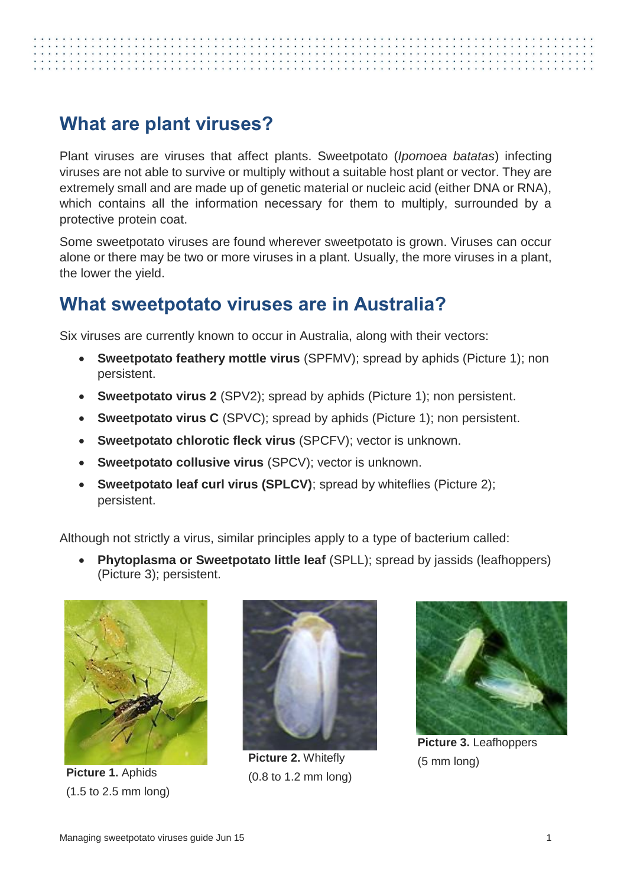## What are plant viruses?

Plant viruses are viruses that affect plants. Sweetpotato (*Ipomoea batatas*) infecting viruses are not able to survive or multiply without a suitable host plant or vector. They are extremely small and are made up of genetic material or nucleic acid (either DNA or RNA), which contains all the information necessary for them to multiply, surrounded by a protective protein coat.

Some sweetpotato viruses are found wherever sweetpotato is grown. Viruses can occur alone or there may be two or more viruses in a plant. Usually, the more viruses in a plant, the lower the yield.

## What sweetpotato viruses are in Australia?

Six viruses are currently known to occur in Australia, along with their vectors:

- **Sweetpotato feathery mottle virus** (SPFMV); spread by aphids (Picture 1); non persistent.
- **Sweetpotato virus 2** (SPV2); spread by aphids (Picture 1); non persistent.
- **Sweetpotato virus C** (SPVC); spread by aphids (Picture 1); non persistent.
- **Sweetpotato chlorotic fleck virus** (SPCFV); vector is unknown.
- **Sweetpotato collusive virus** (SPCV); vector is unknown.
- **Sweetpotato leaf curl virus (SPLCV)**; spread by whiteflies (Picture 2); persistent.

Although not strictly a virus, similar principles apply to a type of bacterium called:

- **Phytoplasma or Sweetpotato little leaf** (SPLL); spread by jassids (leafhoppers) (Picture 3); persistent.

**Picture 1.** Aphids (1.5 to 2.5 mm long)

**Picture 2.** Whitefly (0.8 to 1.2 mm long)

**Picture 3.** Leafhoppers (5 mm long)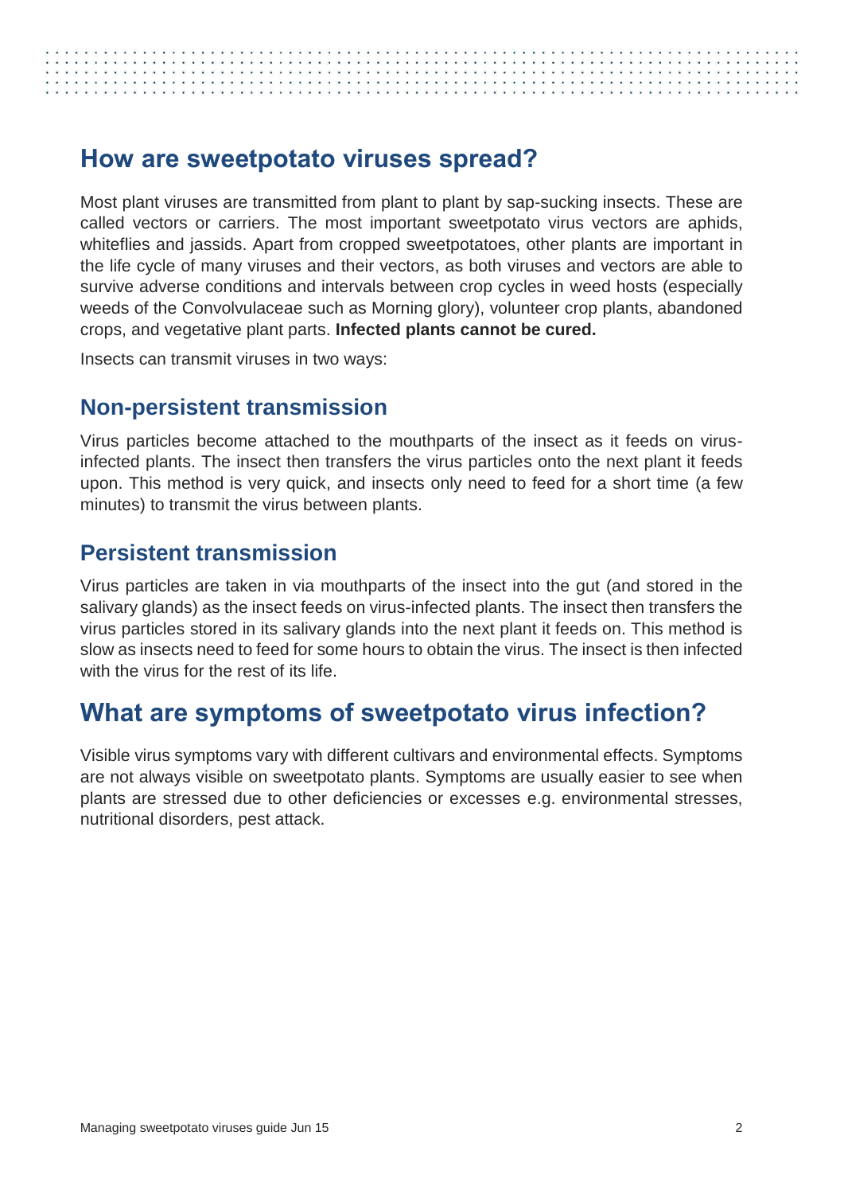## How are sweetpotato viruses spread?

Most plant viruses are transmitted from plant to plant by sap-sucking insects. These are called vectors or carriers. The most important sweetpotato virus vectors are aphids, whiteflies and jassids. Apart from cropped sweetpotatoes, other plants are important in the life cycle of many viruses and their vectors, as both viruses and vectors are able to survive adverse conditions and intervals between crop cycles in weed hosts (especially weeds of the Convolvulaceae such as Morning glory), volunteer crop plants, abandoned crops, and vegetative plant parts. **Infected plants cannot be cured.**

Insects can transmit viruses in two ways:

### Non-persistent transmission

Virus particles become attached to the mouthparts of the insect as it feeds on virus-infected plants. The insect then transfers the virus particles onto the next plant it feeds upon. This method is very quick, and insects only need to feed for a short time (a few minutes) to transmit the virus between plants.

### Persistent transmission

Virus particles are taken in via mouthparts of the insect into the gut (and stored in the salivary glands) as the insect feeds on virus-infected plants. The insect then transfers the virus particles stored in its salivary glands into the next plant it feeds on. This method is slow as insects need to feed for some hours to obtain the virus. The insect is then infected with the virus for the rest of its life.

## What are symptoms of sweetpotato virus infection?

Visible virus symptoms vary with different cultivars and environmental effects. Symptoms are not always visible on sweetpotato plants. Symptoms are usually easier to see when plants are stressed due to other deficiencies or excesses e.g. environmental stresses, nutritional disorders, pest attack.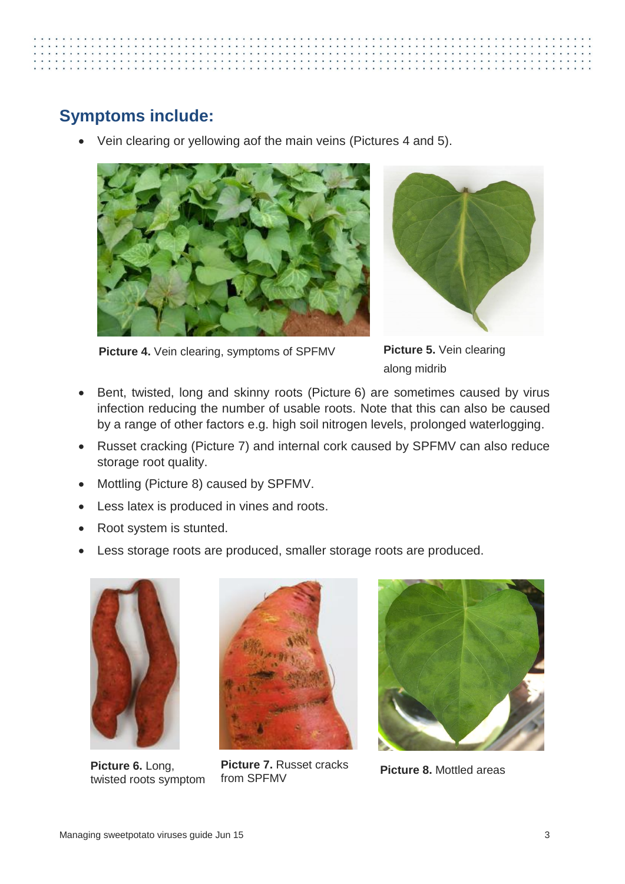## Symptoms include:

- Vein clearing or yellowing aof the main veins (Pictures 4 and 5).

**Picture 4.** Vein clearing, symptoms of SPFMV

**Picture 5.** Vein clearing along midrib

- Bent, twisted, long and skinny roots (Picture 6) are sometimes caused by virus infection reducing the number of usable roots. Note that this can also be caused by a range of other factors e.g. high soil nitrogen levels, prolonged waterlogging.
- Russet cracking (Picture 7) and internal cork caused by SPFMV can also reduce storage root quality.
- Mottling (Picture 8) caused by SPFMV.
- Less latex is produced in vines and roots.
- Root system is stunted.
- Less storage roots are produced, smaller storage roots are produced.

**Picture 6.** Long, twisted roots symptom

**Picture 7.** Russet cracks from SPFMV

**Picture 8.** Mottled areas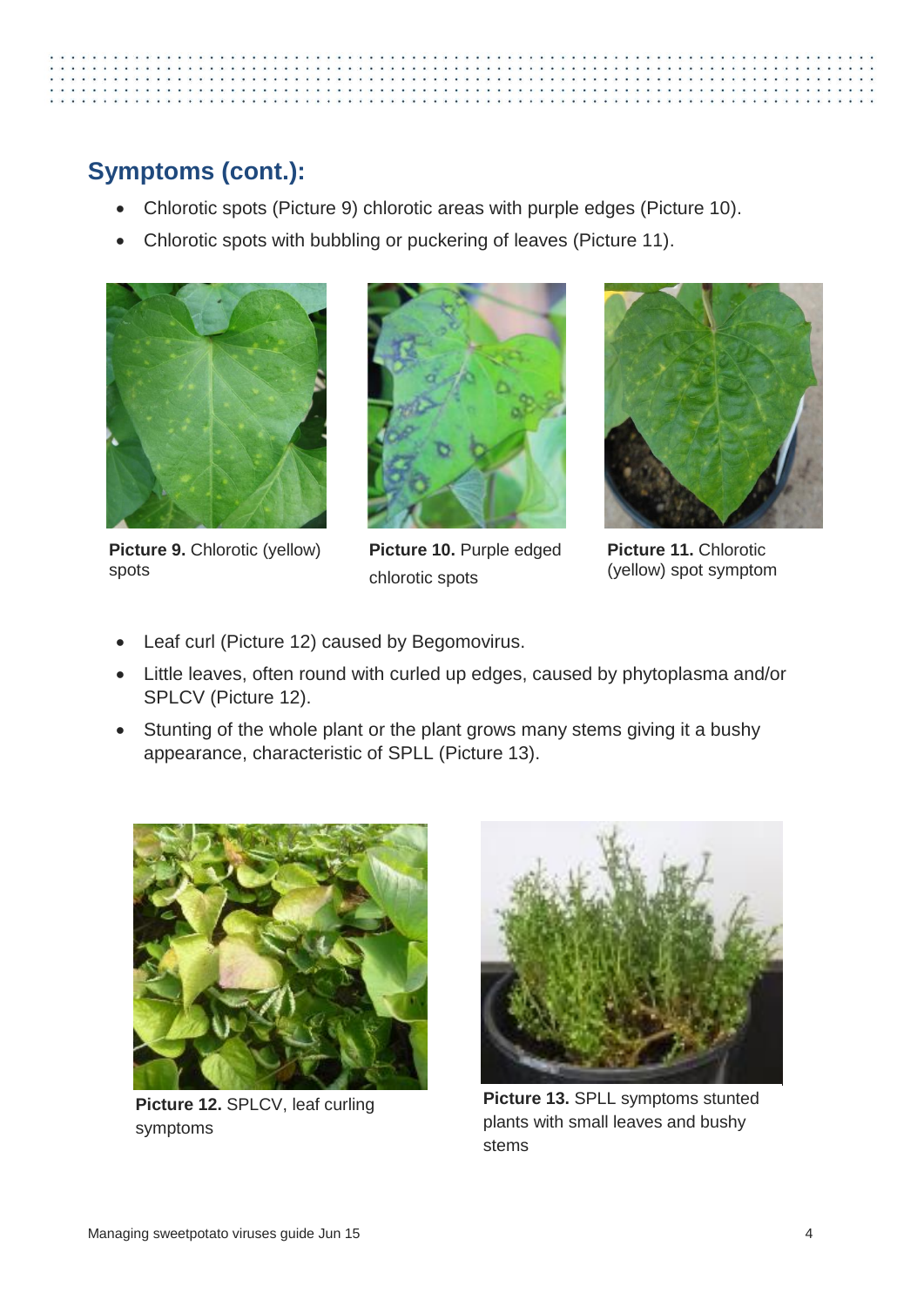## Symptoms (cont.):

- Chlorotic spots (Picture 9) chlorotic areas with purple edges (Picture 10).
- Chlorotic spots with bubbling or puckering of leaves (Picture 11).

**Picture 9.** Chlorotic (yellow) spots

**Picture 10.** Purple edged chlorotic spots

**Picture 11.** Chlorotic (yellow) spot symptom

- Leaf curl (Picture 12) caused by Begomovirus.
- Little leaves, often round with curled up edges, caused by phytoplasma and/or SPLCV (Picture 12).
- Stunting of the whole plant or the plant grows many stems giving it a bushy appearance, characteristic of SPLL (Picture 13).

**Picture 12.** SPLCV, leaf curling symptoms

**Picture 13.** SPLL symptoms stunted plants with small leaves and bushy stems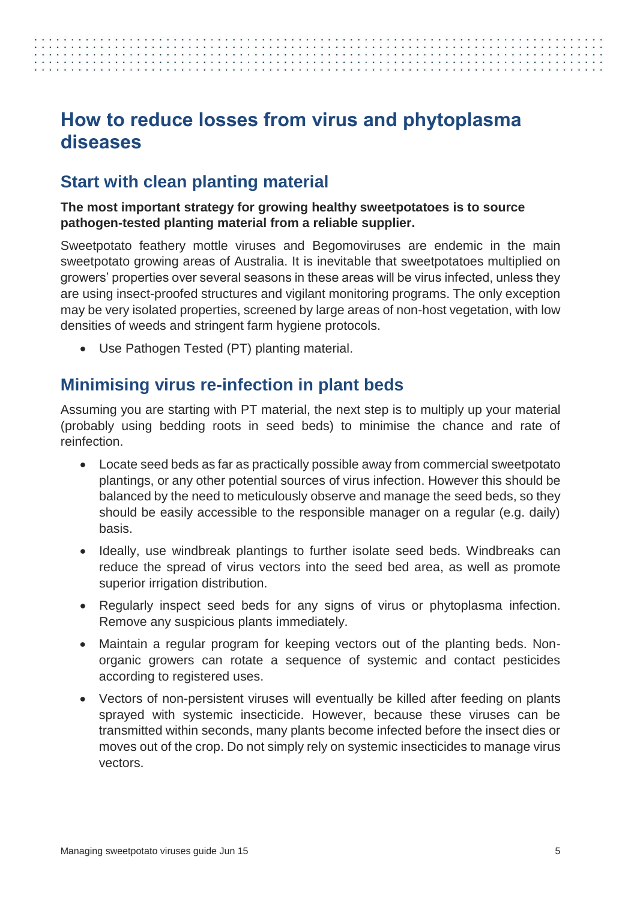# How to reduce losses from virus and phytoplasma diseases

## Start with clean planting material

**The most important strategy for growing healthy sweetpotatoes is to source pathogen-tested planting material from a reliable supplier.**

Sweetpotato feathery mottle viruses and Begomoviruses are endemic in the main sweetpotato growing areas of Australia. It is inevitable that sweetpotatoes multiplied on growers' properties over several seasons in these areas will be virus infected, unless they are using insect-proofed structures and vigilant monitoring programs. The only exception may be very isolated properties, screened by large areas of non-host vegetation, with low densities of weeds and stringent farm hygiene protocols.

- Use Pathogen Tested (PT) planting material.

## Minimising virus re-infection in plant beds

Assuming you are starting with PT material, the next step is to multiply up your material (probably using bedding roots in seed beds) to minimise the chance and rate of reinfection.

- Locate seed beds as far as practically possible away from commercial sweetpotato plantings, or any other potential sources of virus infection. However this should be balanced by the need to meticulously observe and manage the seed beds, so they should be easily accessible to the responsible manager on a regular (e.g. daily) basis.
- Ideally, use windbreak plantings to further isolate seed beds. Windbreaks can reduce the spread of virus vectors into the seed bed area, as well as promote superior irrigation distribution.
- Regularly inspect seed beds for any signs of virus or phytoplasma infection. Remove any suspicious plants immediately.
- Maintain a regular program for keeping vectors out of the planting beds. Non-organic growers can rotate a sequence of systemic and contact pesticides according to registered uses.
- Vectors of non-persistent viruses will eventually be killed after feeding on plants sprayed with systemic insecticide. However, because these viruses can be transmitted within seconds, many plants become infected before the insect dies or moves out of the crop. Do not simply rely on systemic insecticides to manage virus vectors.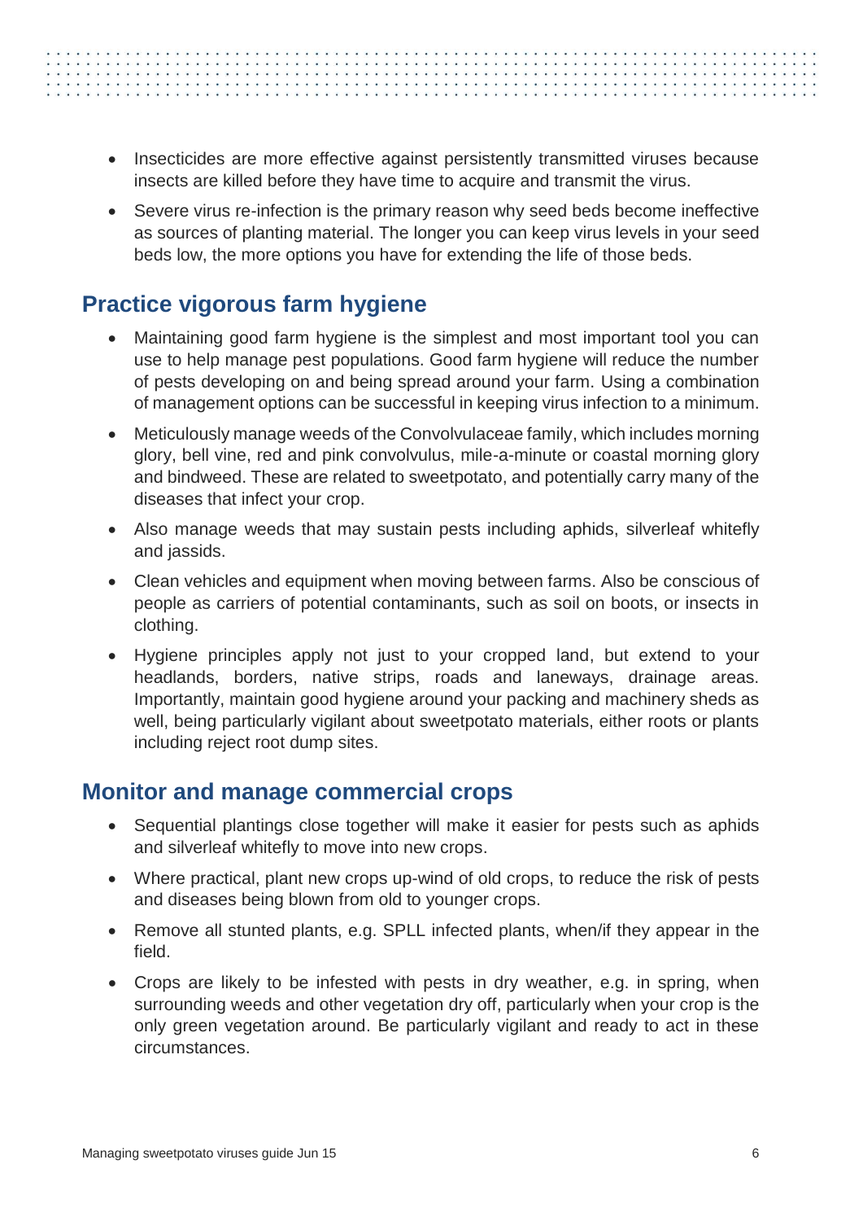- Insecticides are more effective against persistently transmitted viruses because insects are killed before they have time to acquire and transmit the virus.
- Severe virus re-infection is the primary reason why seed beds become ineffective as sources of planting material. The longer you can keep virus levels in your seed beds low, the more options you have for extending the life of those beds.

## Practice vigorous farm hygiene

- Maintaining good farm hygiene is the simplest and most important tool you can use to help manage pest populations. Good farm hygiene will reduce the number of pests developing on and being spread around your farm. Using a combination of management options can be successful in keeping virus infection to a minimum.
- Meticulously manage weeds of the Convolvulaceae family, which includes morning glory, bell vine, red and pink convolvulus, mile-a-minute or coastal morning glory and bindweed. These are related to sweetpotato, and potentially carry many of the diseases that infect your crop.
- Also manage weeds that may sustain pests including aphids, silverleaf whitefly and jassids.
- Clean vehicles and equipment when moving between farms. Also be conscious of people as carriers of potential contaminants, such as soil on boots, or insects in clothing.
- Hygiene principles apply not just to your cropped land, but extend to your headlands, borders, native strips, roads and laneways, drainage areas. Importantly, maintain good hygiene around your packing and machinery sheds as well, being particularly vigilant about sweetpotato materials, either roots or plants including reject root dump sites.

## Monitor and manage commercial crops

- Sequential plantings close together will make it easier for pests such as aphids and silverleaf whitefly to move into new crops.
- Where practical, plant new crops up-wind of old crops, to reduce the risk of pests and diseases being blown from old to younger crops.
- Remove all stunted plants, e.g. SPLL infected plants, when/if they appear in the field.
- Crops are likely to be infested with pests in dry weather, e.g. in spring, when surrounding weeds and other vegetation dry off, particularly when your crop is the only green vegetation around. Be particularly vigilant and ready to act in these circumstances.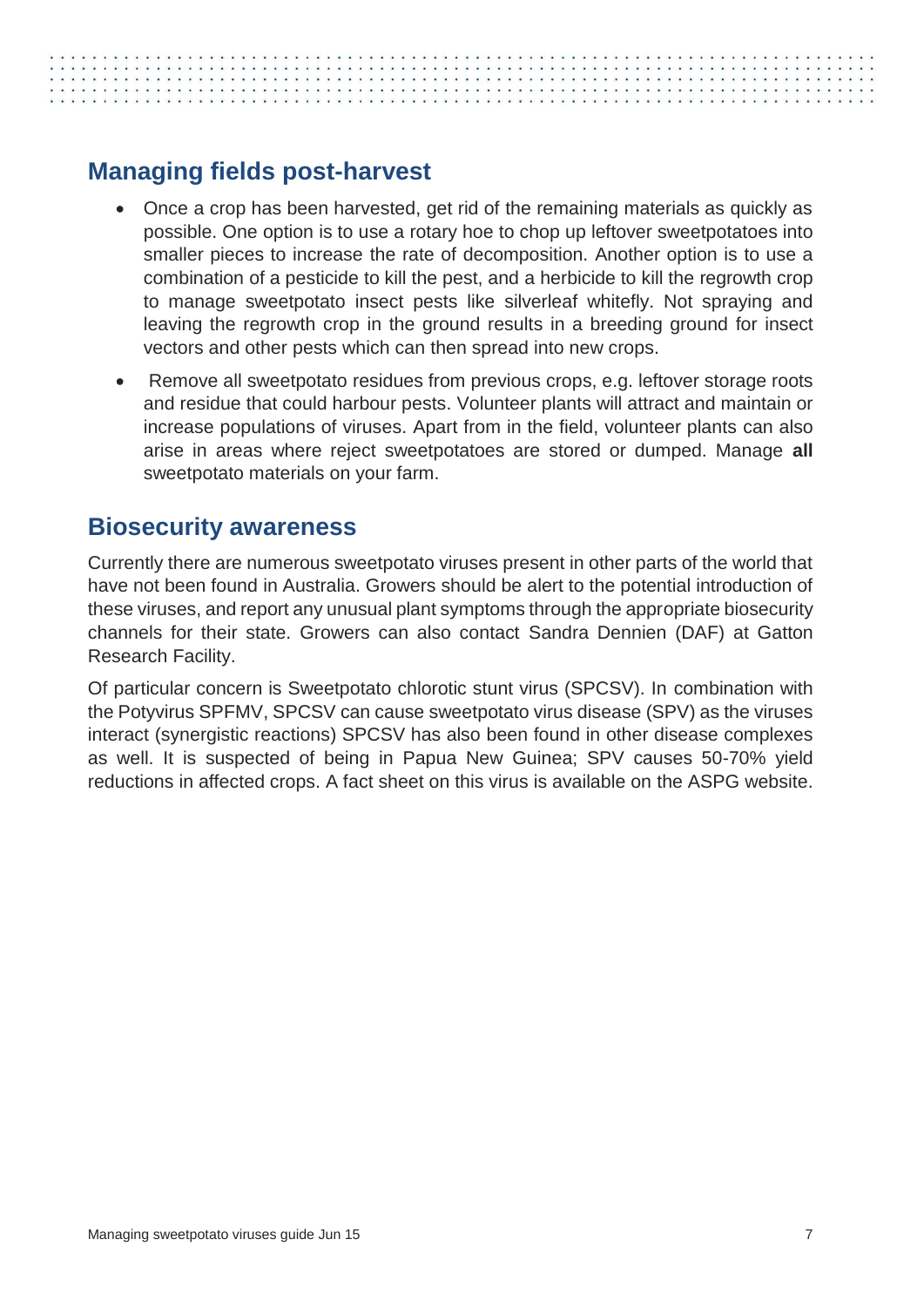## Managing fields post-harvest

- Once a crop has been harvested, get rid of the remaining materials as quickly as possible. One option is to use a rotary hoe to chop up leftover sweetpotatoes into smaller pieces to increase the rate of decomposition. Another option is to use a combination of a pesticide to kill the pest, and a herbicide to kill the regrowth crop to manage sweetpotato insect pests like silverleaf whitefly. Not spraying and leaving the regrowth crop in the ground results in a breeding ground for insect vectors and other pests which can then spread into new crops.
- Remove all sweetpotato residues from previous crops, e.g. leftover storage roots and residue that could harbour pests. Volunteer plants will attract and maintain or increase populations of viruses. Apart from in the field, volunteer plants can also arise in areas where reject sweetpotatoes are stored or dumped. Manage **all** sweetpotato materials on your farm.

## Biosecurity awareness

Currently there are numerous sweetpotato viruses present in other parts of the world that have not been found in Australia. Growers should be alert to the potential introduction of these viruses, and report any unusual plant symptoms through the appropriate biosecurity channels for their state. Growers can also contact Sandra Dennien (DAF) at Gatton Research Facility.

Of particular concern is Sweetpotato chlorotic stunt virus (SPCSV). In combination with the Potyvirus SPFMV, SPCSV can cause sweetpotato virus disease (SPV) as the viruses interact (synergistic reactions) SPCSV has also been found in other disease complexes as well. It is suspected of being in Papua New Guinea; SPV causes 50-70% yield reductions in affected crops. A fact sheet on this virus is available on the ASPG website.